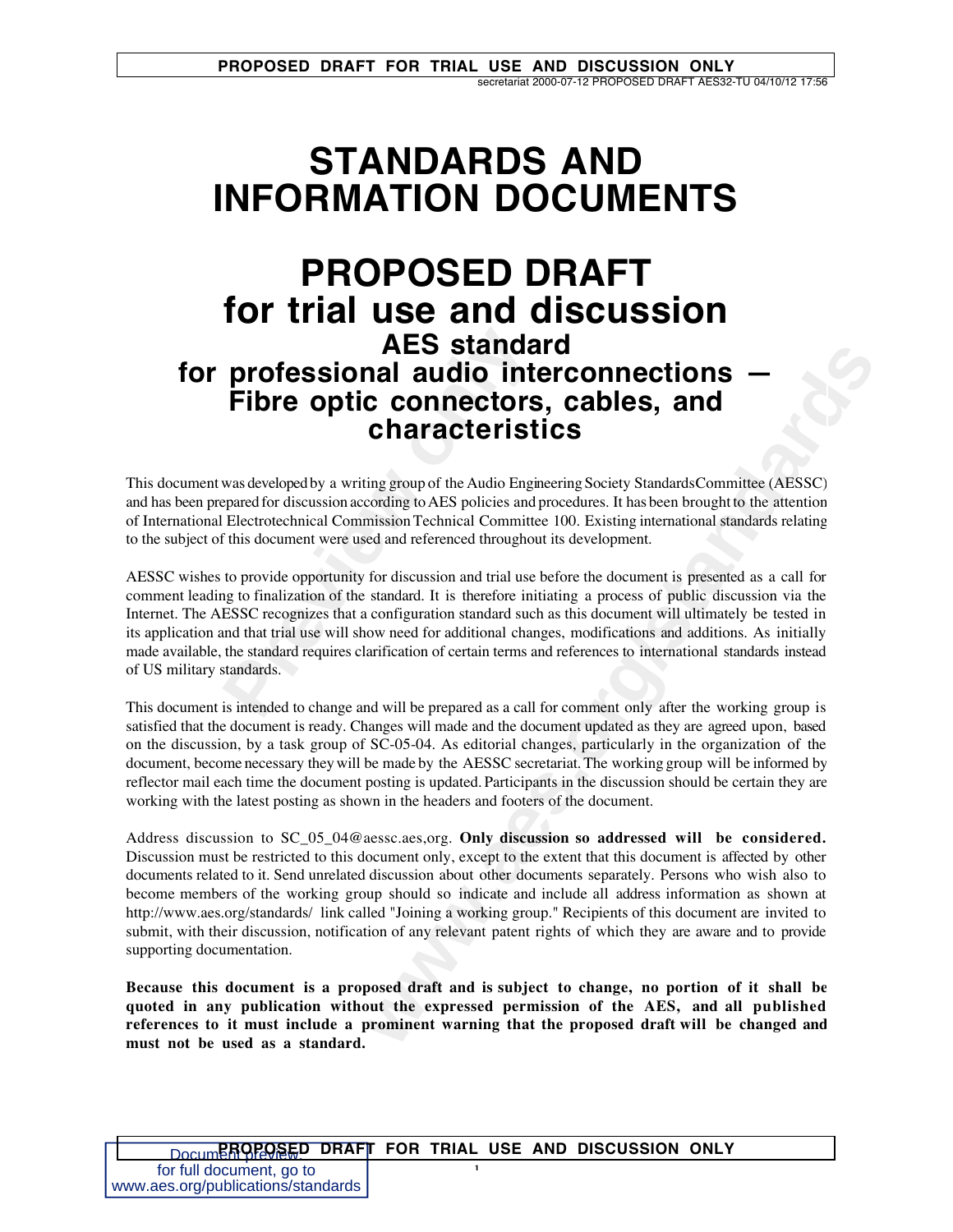# STANDARDS AND INFORMATION DOCUMENTS

# PROPOSED DRAFT for trial use and discussion

## AES standard for professional audio interconnections — Fibre optic connectors, cables, and characteristics

This document was developed by a writing group of the Audio Engineering Society StandardsCommittee (AESSC) and has been prepared for discussion according to AES policies and procedures. It has been brought to the attention of International Electrotechnical Commission Technical Committee 100. Existing international standards relating to the subject of this document were used and referenced throughout its development.

AESSC wishes to provide opportunity for discussion and trial use before the document is presented as a call for comment leading to finalization of the standard. It is therefore initiating a process of public discussion via the Internet. The AESSC recognizes that a configuration standard such as this document will ultimately be tested in its application and that trial use will show need for additional changes, modifications and additions. As initially made available, the standard requires clarification of certain terms and references to international standards instead of US military standards.

This document is intended to change and will be prepared as a call for comment only after the working group is satisfied that the document is ready. Changes will made and the document updated as they are agreed upon, based on the discussion, by a task group of SC-05-04. As editorial changes, particularly in the organization of the document, become necessary they will be made by the AESSC secretariat. The working group will be informed by reflector mail each time the document posting is updated. Participants in the discussion should be certain they are working with the latest posting as shown in the headers and footers of the document.

Address discussion to SC_05_04@aessc.aes,org. **Only discussion so addressed will be considered.** Discussion must be restricted to this document only, except to the extent that this document is affected by other documents related to it. Send unrelated discussion about other documents separately. Persons who wish also to become members of the working group should so indicate and include all address information as shown at http://www.aes.org/standards/ link called "Joining a working group." Recipients of this document are invited to submit, with their discussion, notification of any relevant patent rights of which they are aware and to provide supporting documentation.

**Because this document is a proposed draft and is subject to change, no portion of it shall be quoted in any publication without the expressed permission of the AES, and all published references to it must include a prominent warning that the proposed draft will be changed and must not be used as a standard.**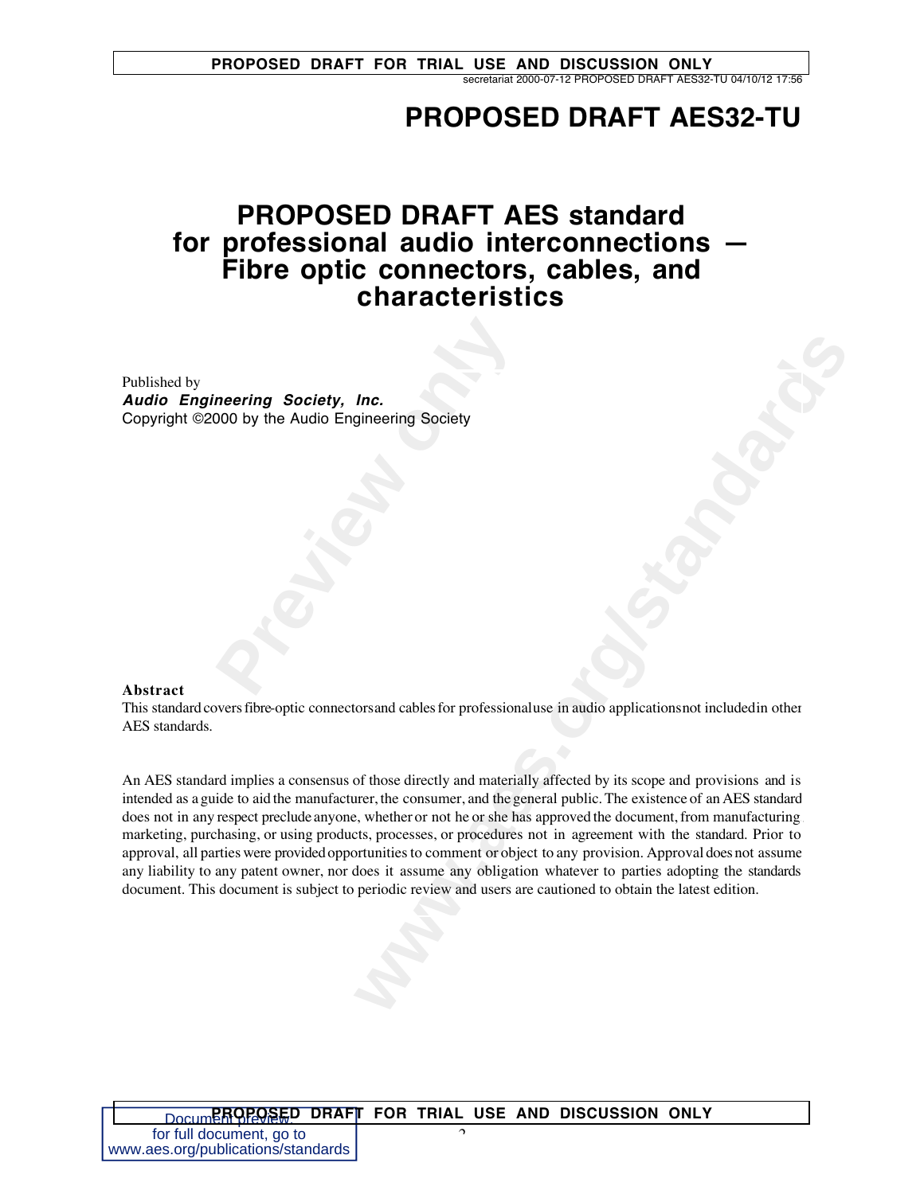# PROPOSED DRAFT AES32-TU

# PROPOSED DRAFT AES standard for professional audio interconnections — Fibre optic connectors, cables, and characteristics

Published by
***Audio Engineering Society, Inc.***
Copyright ©2000 by the Audio Engineering Society

**Abstract**

This standard covers fibre-optic connectors and cables for professional use in audio applications not included in other AES standards.

An AES standard implies a consensus of those directly and materially affected by its scope and provisions and is intended as a guide to aid the manufacturer, the consumer, and the general public. The existence of an AES standard does not in any respect preclude anyone, whether or not he or she has approved the document, from manufacturing, marketing, purchasing, or using products, processes, or procedures not in agreement with the standard. Prior to approval, all parties were provided opportunities to comment or object to any provision. Approval does not assume any liability to any patent owner, nor does it assume any obligation whatever to parties adopting the standards document. This document is subject to periodic review and users are cautioned to obtain the latest edition.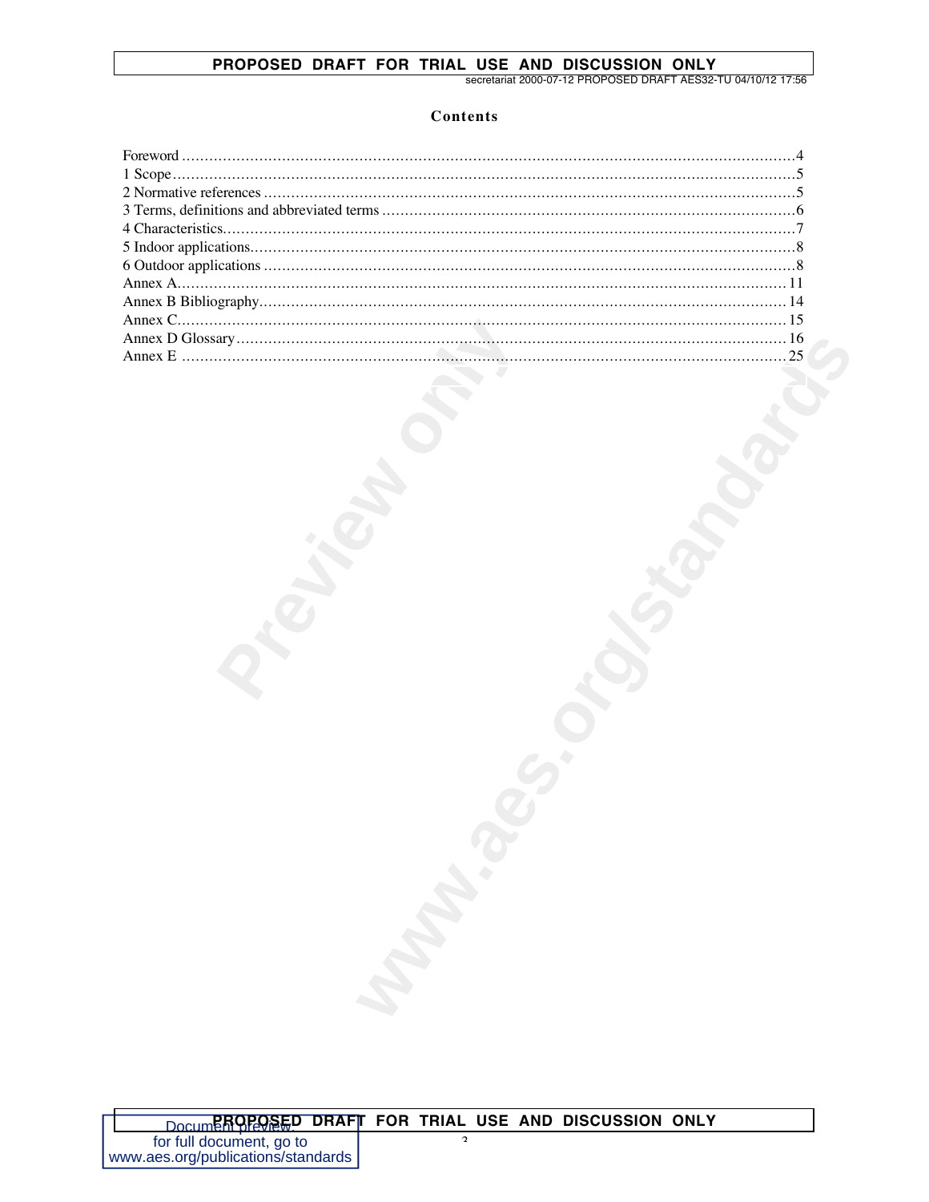# Contents

Foreword ....................................................................................................................................4
1 Scope.......................................................................................................................................5
2 Normative references ..................................................................................................................5
3 Terms, definitions and abbreviated terms ........................................................................................6
4 Characteristics...........................................................................................................................7
5 Indoor applications.....................................................................................................................8
6 Outdoor applications ..................................................................................................................8
Annex A...................................................................................................................................11
Annex B Bibliography.................................................................................................................14
Annex C...................................................................................................................................15
Annex D Glossary......................................................................................................................16
Annex E ..................................................................................................................................25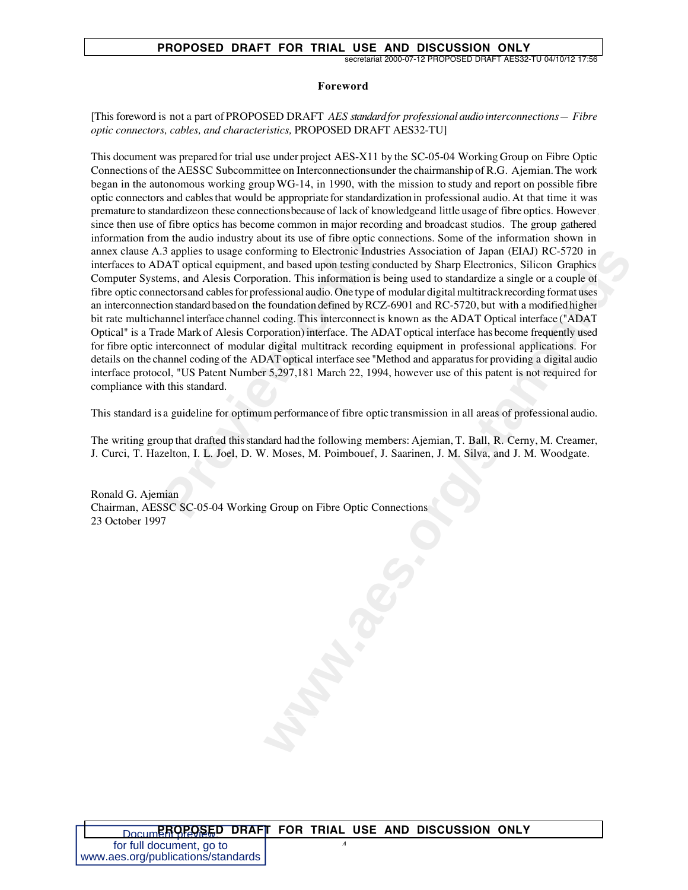## Foreword

[This foreword is not a part of PROPOSED DRAFT *AES standard for professional audio interconnections— Fibre optic connectors, cables, and characteristics,* PROPOSED DRAFT AES32-TU]

This document was prepared for trial use under project AES-X11 by the SC-05-04 Working Group on Fibre Optic Connections of the AESSC Subcommittee on Interconnections under the chairmanship of R.G. Ajemian. The work began in the autonomous working group WG-14, in 1990, with the mission to study and report on possible fibre optic connectors and cables that would be appropriate for standardization in professional audio. At that time it was premature to standardize on these connections because of lack of knowledge and little usage of fibre optics. However, since then use of fibre optics has become common in major recording and broadcast studios. The group gathered information from the audio industry about its use of fibre optic connections. Some of the information shown in annex clause A.3 applies to usage conforming to Electronic Industries Association of Japan (EIAJ) RC-5720 in interfaces to ADAT optical equipment, and based upon testing conducted by Sharp Electronics, Silicon Graphics Computer Systems, and Alesis Corporation. This information is being used to standardize a single or a couple of fibre optic connectors and cables for professional audio. One type of modular digital multitrack recording format uses an interconnection standard based on the foundation defined by RCZ-6901 and RC-5720, but with a modified higher bit rate multichannel interface channel coding. This interconnect is known as the ADAT Optical interface ("ADAT Optical" is a Trade Mark of Alesis Corporation) interface. The ADAT optical interface has become frequently used for fibre optic interconnect of modular digital multitrack recording equipment in professional applications. For details on the channel coding of the ADAT optical interface see "Method and apparatus for providing a digital audio interface protocol, "US Patent Number 5,297,181 March 22, 1994, however use of this patent is not required for compliance with this standard.

This standard is a guideline for optimum performance of fibre optic transmission in all areas of professional audio.

The writing group that drafted this standard had the following members: Ajemian, T. Ball, R. Cerny, M. Creamer, J. Curci, T. Hazelton, I. L. Joel, D. W. Moses, M. Poimbouef, J. Saarinen, J. M. Silva, and J. M. Woodgate.

Ronald G. Ajemian
Chairman, AESSC SC-05-04 Working Group on Fibre Optic Connections
23 October 1997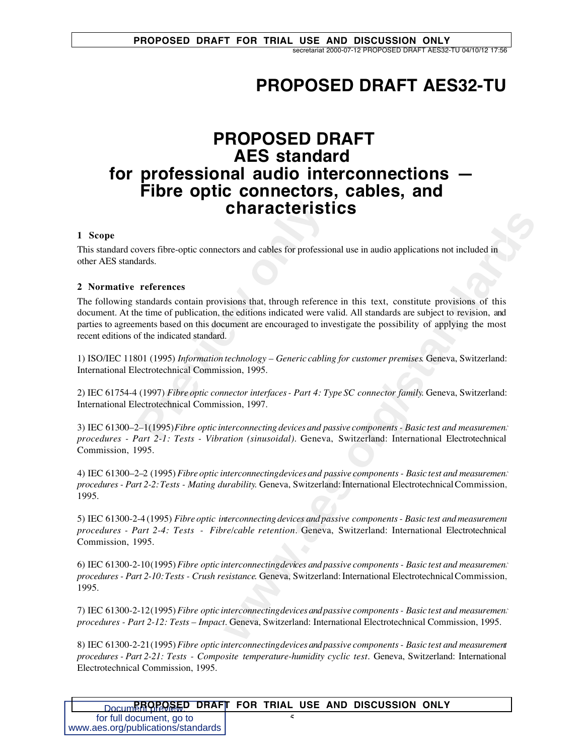# PROPOSED DRAFT AES32-TU

# PROPOSED DRAFT AES standard for professional audio interconnections — Fibre optic connectors, cables, and characteristics

## 1 Scope

This standard covers fibre-optic connectors and cables for professional use in audio applications not included in other AES standards.

## 2 Normative references

The following standards contain provisions that, through reference in this text, constitute provisions of this document. At the time of publication, the editions indicated were valid. All standards are subject to revision, and parties to agreements based on this document are encouraged to investigate the possibility of applying the most recent editions of the indicated standard.

1) ISO/IEC 11801 (1995) *Information technology – Generic cabling for customer premises*. Geneva, Switzerland: International Electrotechnical Commission, 1995.

2) IEC 61754-4 (1997) *Fibre optic connector interfaces - Part 4: Type SC connector family*. Geneva, Switzerland: International Electrotechnical Commission, 1997.

3) IEC 61300–2–1(1995) *Fibre optic interconnecting devices and passive components - Basic test and measurement procedures - Part 2-1: Tests - Vibration (sinusoidal)*. Geneva, Switzerland: International Electrotechnical Commission, 1995.

4) IEC 61300–2–2 (1995) *Fibre optic interconnecting devices and passive components - Basic test and measurement procedures - Part 2-2: Tests - Mating durability*. Geneva, Switzerland: International Electrotechnical Commission, 1995.

5) IEC 61300-2-4 (1995) *Fibre optic interconnecting devices and passive components - Basic test and measurement procedures - Part 2-4: Tests - Fibre/cable retention*. Geneva, Switzerland: International Electrotechnical Commission, 1995.

6) IEC 61300-2-10(1995) *Fibre optic interconnecting devices and passive components - Basic test and measurement procedures - Part 2-10: Tests - Crush resistance*. Geneva, Switzerland: International Electrotechnical Commission, 1995.

7) IEC 61300-2-12(1995) *Fibre optic interconnecting devices and passive components - Basic test and measurement procedures - Part 2-12: Tests – Impact*. Geneva, Switzerland: International Electrotechnical Commission, 1995.

8) IEC 61300-2-21(1995) *Fibre optic interconnecting devices and passive components - Basic test and measurement procedures - Part 2-21: Tests - Composite temperature-humidity cyclic test*. Geneva, Switzerland: International Electrotechnical Commission, 1995.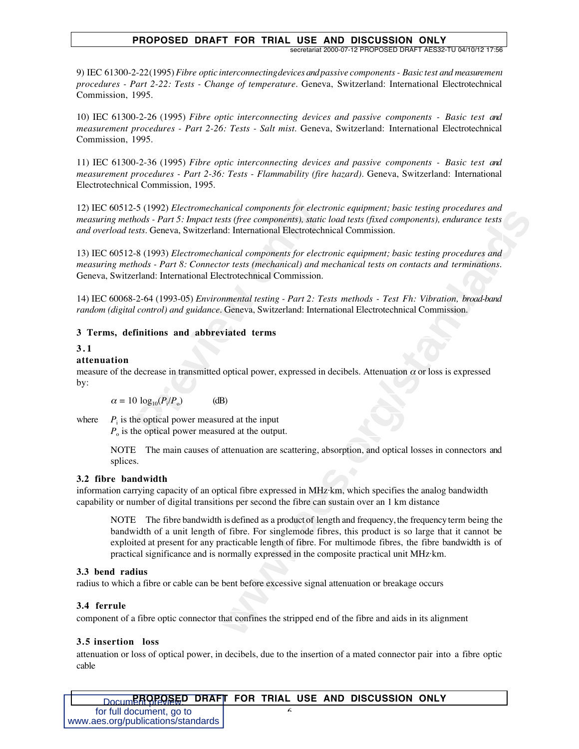9) IEC 61300-2-22 (1995) *Fibre optic interconnecting devices and passive components - Basic test and measurement procedures - Part 2-22: Tests - Change of temperature*. Geneva, Switzerland: International Electrotechnical Commission, 1995.

10) IEC 61300-2-26 (1995) *Fibre optic interconnecting devices and passive components - Basic test and measurement procedures - Part 2-26: Tests - Salt mist*. Geneva, Switzerland: International Electrotechnical Commission, 1995.

11) IEC 61300-2-36 (1995) *Fibre optic interconnecting devices and passive components - Basic test and measurement procedures - Part 2-36: Tests - Flammability (fire hazard)*. Geneva, Switzerland: International Electrotechnical Commission, 1995.

12) IEC 60512-5 (1992) *Electromechanical components for electronic equipment; basic testing procedures and measuring methods - Part 5: Impact tests (free components), static load tests (fixed components), endurance tests and overload tests*. Geneva, Switzerland: International Electrotechnical Commission.

13) IEC 60512-8 (1993) *Electromechanical components for electronic equipment; basic testing procedures and measuring methods - Part 8: Connector tests (mechanical) and mechanical tests on contacts and terminations*. Geneva, Switzerland: International Electrotechnical Commission.

14) IEC 60068-2-64 (1993-05) *Environmental testing - Part 2: Tests methods - Test Fh: Vibration, broad-band random (digital control) and guidance*. Geneva, Switzerland: International Electrotechnical Commission.

## 3 Terms, definitions and abbreviated terms

### 3.1 attenuation

measure of the decrease in transmitted optical power, expressed in decibels. Attenuation $\alpha$ or loss is expressed by:

$$\alpha = 10 \log_{10}(P_i/P_o) \quad \text{(dB)}$$

where $P_i$ is the optical power measured at the input
$P_o$ is the optical power measured at the output.

NOTE The main causes of attenuation are scattering, absorption, and optical losses in connectors and splices.

### 3.2 fibre bandwidth

information carrying capacity of an optical fibre expressed in MHz·km, which specifies the analog bandwidth capability or number of digital transitions per second the fibre can sustain over an 1 km distance

NOTE The fibre bandwidth is defined as a product of length and frequency, the frequency term being the bandwidth of a unit length of fibre. For singlemode fibres, this product is so large that it cannot be exploited at present for any practicable length of fibre. For multimode fibres, the fibre bandwidth is of practical significance and is normally expressed in the composite practical unit MHz·km.

### 3.3 bend radius

radius to which a fibre or cable can be bent before excessive signal attenuation or breakage occurs

### 3.4 ferrule

component of a fibre optic connector that confines the stripped end of the fibre and aids in its alignment

### 3.5 insertion loss

attenuation or loss of optical power, in decibels, due to the insertion of a mated connector pair into a fibre optic cable